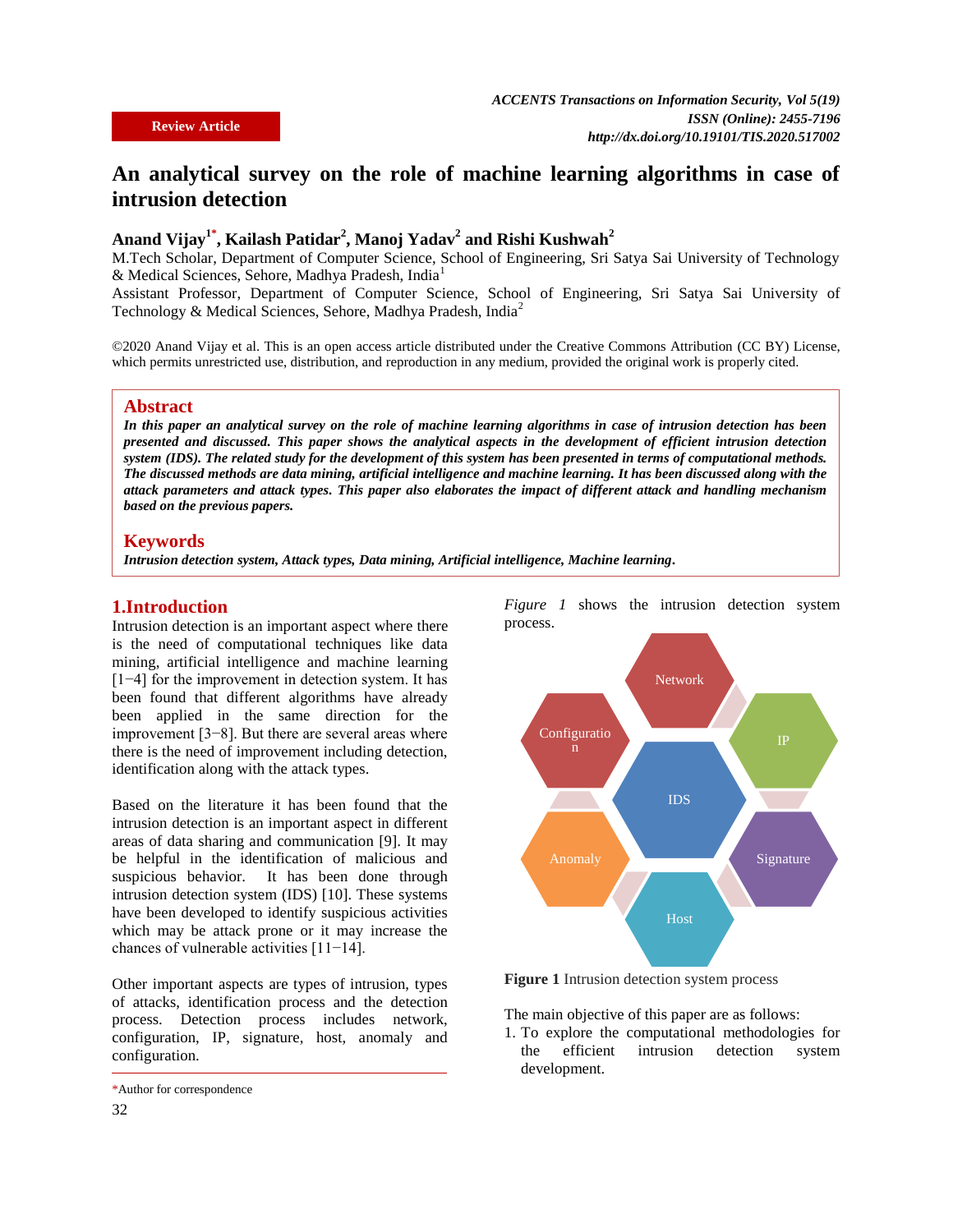Review Article

# An analytical survey on the role of machine learning algorithms in case of intrusion detection

**Anand Vijay[1*], Kailash Patidar[2], Manoj Yadav[2] and Rishi Kushwah[2]**

M.Tech Scholar, Department of Computer Science, School of Engineering, Sri Satya Sai University of Technology & Medical Sciences, Sehore, Madhya Pradesh, India[1]

Assistant Professor, Department of Computer Science, School of Engineering, Sri Satya Sai University of Technology & Medical Sciences, Sehore, Madhya Pradesh, India[2]

©2020 Anand Vijay et al. This is an open access article distributed under the Creative Commons Attribution (CC BY) License, which permits unrestricted use, distribution, and reproduction in any medium, provided the original work is properly cited.

## Abstract

***In this paper an analytical survey on the role of machine learning algorithms in case of intrusion detection has been presented and discussed. This paper shows the analytical aspects in the development of efficient intrusion detection system (IDS). The related study for the development of this system has been presented in terms of computational methods. The discussed methods are data mining, artificial intelligence and machine learning. It has been discussed along with the attack parameters and attack types. This paper also elaborates the impact of different attack and handling mechanism based on the previous papers.***

## Keywords

***Intrusion detection system, Attack types, Data mining, Artificial intelligence, Machine learning.***

## 1.Introduction

Intrusion detection is an important aspect where there is the need of computational techniques like data mining, artificial intelligence and machine learning [1−4] for the improvement in detection system. It has been found that different algorithms have already been applied in the same direction for the improvement [3−8]. But there are several areas where there is the need of improvement including detection, identification along with the attack types.

Based on the literature it has been found that the intrusion detection is an important aspect in different areas of data sharing and communication [9]. It may be helpful in the identification of malicious and suspicious behavior. It has been done through intrusion detection system (IDS) [10]. These systems have been developed to identify suspicious activities which may be attack prone or it may increase the chances of vulnerable activities [11−14].

Other important aspects are types of intrusion, types of attacks, identification process and the detection process. Detection process includes network, configuration, IP, signature, host, anomaly and configuration.

*Figure 1* shows the intrusion detection system process.

**Figure 1** Intrusion detection system process

The main objective of this paper are as follows:

1. To explore the computational methodologies for the efficient intrusion detection system development.

*Author for correspondence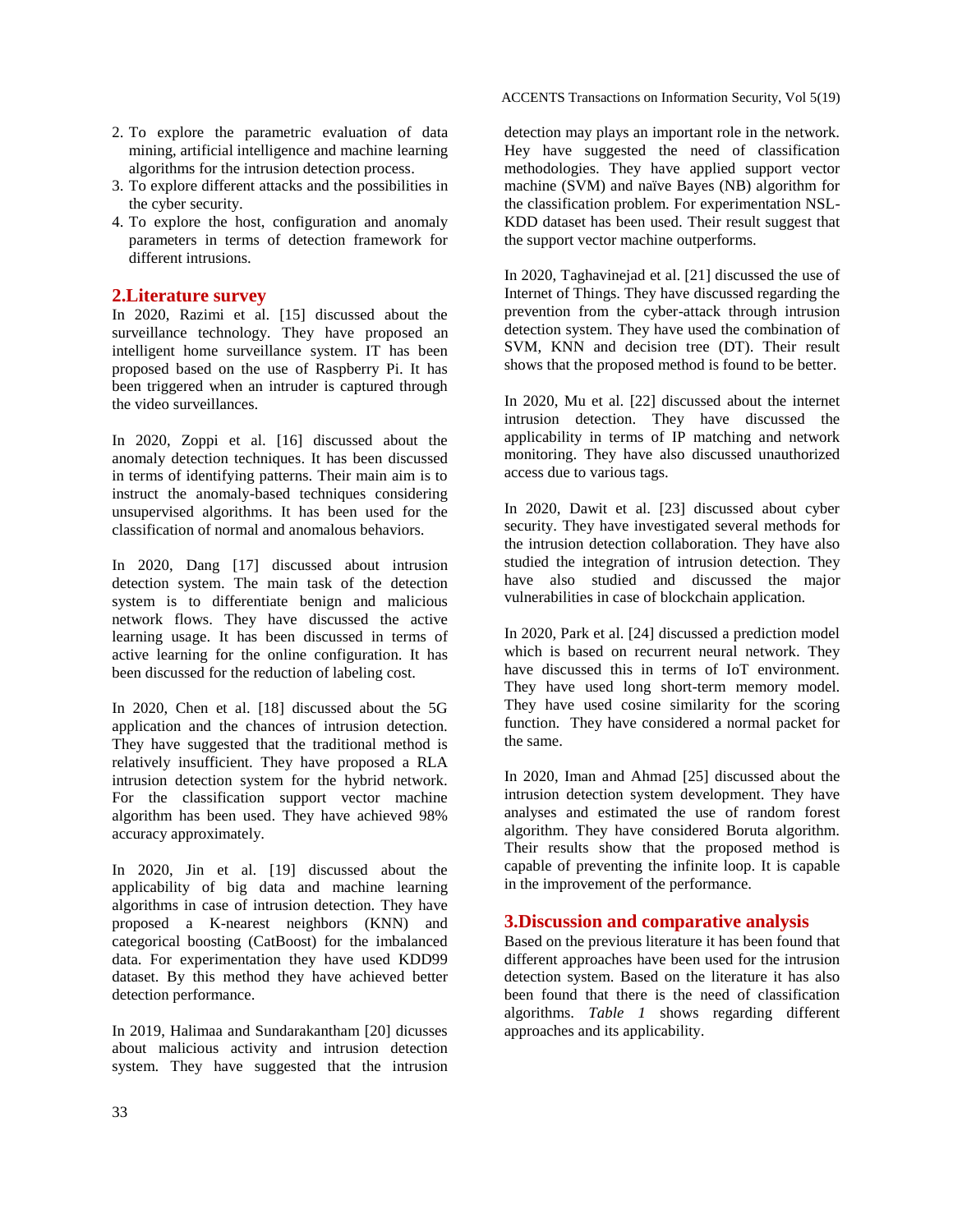2. To explore the parametric evaluation of data mining, artificial intelligence and machine learning algorithms for the intrusion detection process.
3. To explore different attacks and the possibilities in the cyber security.
4. To explore the host, configuration and anomaly parameters in terms of detection framework for different intrusions.

## 2.Literature survey

In 2020, Razimi et al. [15] discussed about the surveillance technology. They have proposed an intelligent home surveillance system. IT has been proposed based on the use of Raspberry Pi. It has been triggered when an intruder is captured through the video surveillances.

In 2020, Zoppi et al. [16] discussed about the anomaly detection techniques. It has been discussed in terms of identifying patterns. Their main aim is to instruct the anomaly-based techniques considering unsupervised algorithms. It has been used for the classification of normal and anomalous behaviors.

In 2020, Dang [17] discussed about intrusion detection system. The main task of the detection system is to differentiate benign and malicious network flows. They have discussed the active learning usage. It has been discussed in terms of active learning for the online configuration. It has been discussed for the reduction of labeling cost.

In 2020, Chen et al. [18] discussed about the 5G application and the chances of intrusion detection. They have suggested that the traditional method is relatively insufficient. They have proposed a RLA intrusion detection system for the hybrid network. For the classification support vector machine algorithm has been used. They have achieved 98% accuracy approximately.

In 2020, Jin et al. [19] discussed about the applicability of big data and machine learning algorithms in case of intrusion detection. They have proposed a K-nearest neighbors (KNN) and categorical boosting (CatBoost) for the imbalanced data. For experimentation they have used KDD99 dataset. By this method they have achieved better detection performance.

In 2019, Halimaa and Sundarakantham [20] dicusses about malicious activity and intrusion detection system. They have suggested that the intrusion detection may plays an important role in the network. Hey have suggested the need of classification methodologies. They have applied support vector machine (SVM) and naïve Bayes (NB) algorithm for the classification problem. For experimentation NSL-KDD dataset has been used. Their result suggest that the support vector machine outperforms.

In 2020, Taghavinejad et al. [21] discussed the use of Internet of Things. They have discussed regarding the prevention from the cyber-attack through intrusion detection system. They have used the combination of SVM, KNN and decision tree (DT). Their result shows that the proposed method is found to be better.

In 2020, Mu et al. [22] discussed about the internet intrusion detection. They have discussed the applicability in terms of IP matching and network monitoring. They have also discussed unauthorized access due to various tags.

In 2020, Dawit et al. [23] discussed about cyber security. They have investigated several methods for the intrusion detection collaboration. They have also studied the integration of intrusion detection. They have also studied and discussed the major vulnerabilities in case of blockchain application.

In 2020, Park et al. [24] discussed a prediction model which is based on recurrent neural network. They have discussed this in terms of IoT environment. They have used long short-term memory model. They have used cosine similarity for the scoring function. They have considered a normal packet for the same.

In 2020, Iman and Ahmad [25] discussed about the intrusion detection system development. They have analyses and estimated the use of random forest algorithm. They have considered Boruta algorithm. Their results show that the proposed method is capable of preventing the infinite loop. It is capable in the improvement of the performance.

## 3.Discussion and comparative analysis

Based on the previous literature it has been found that different approaches have been used for the intrusion detection system. Based on the literature it has also been found that there is the need of classification algorithms. *Table 1* shows regarding different approaches and its applicability.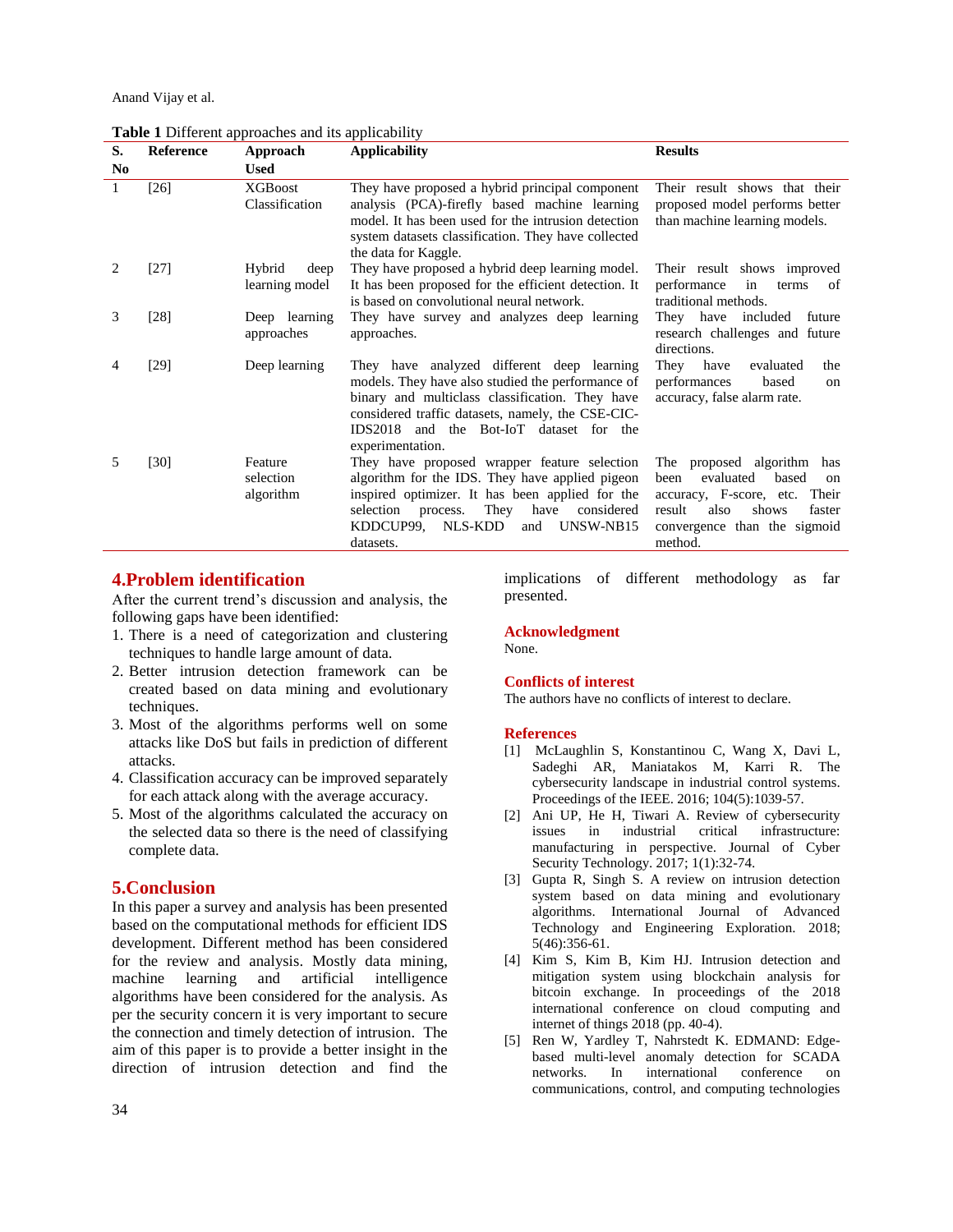**Table 1** Different approaches and its applicability

| S. No | Reference | Approach Used | Applicability | Results |
|---|---|---|---|---|
| 1 | [26] | XGBoost Classification | They have proposed a hybrid principal component analysis (PCA)-firefly based machine learning model. It has been used for the intrusion detection system datasets classification. They have collected the data for Kaggle. | Their result shows that their proposed model performs better than machine learning models. |
| 2 | [27] | Hybrid deep learning model | They have proposed a hybrid deep learning model. It has been proposed for the efficient detection. It is based on convolutional neural network. | Their result shows improved performance in terms of traditional methods. |
| 3 | [28] | Deep learning approaches | They have survey and analyzes deep learning approaches. | They have included future research challenges and future directions. |
| 4 | [29] | Deep learning | They have analyzed different deep learning models. They have also studied the performance of binary and multiclass classification. They have considered traffic datasets, namely, the CSE-CIC-IDS2018 and the Bot-IoT dataset for the experimentation. | They have evaluated the performances based on accuracy, false alarm rate. |
| 5 | [30] | Feature selection algorithm | They have proposed wrapper feature selection algorithm for the IDS. They have applied pigeon inspired optimizer. It has been applied for the selection process. They have considered KDDCUP99, NLS-KDD and UNSW-NB15 datasets. | The proposed algorithm has been evaluated based on accuracy, F-score, etc. Their result also shows faster convergence than the sigmoid method. |

## 4.Problem identification

After the current trend's discussion and analysis, the following gaps have been identified:

1. There is a need of categorization and clustering techniques to handle large amount of data.
2. Better intrusion detection framework can be created based on data mining and evolutionary techniques.
3. Most of the algorithms performs well on some attacks like DoS but fails in prediction of different attacks.
4. Classification accuracy can be improved separately for each attack along with the average accuracy.
5. Most of the algorithms calculated the accuracy on the selected data so there is the need of classifying complete data.

## 5.Conclusion

In this paper a survey and analysis has been presented based on the computational methods for efficient IDS development. Different method has been considered for the review and analysis. Mostly data mining, machine learning and artificial intelligence algorithms have been considered for the analysis. As per the security concern it is very important to secure the connection and timely detection of intrusion. The aim of this paper is to provide a better insight in the direction of intrusion detection and find the implications of different methodology as far presented.

## Acknowledgment

None.

## Conflicts of interest

The authors have no conflicts of interest to declare.

## References

[1] McLaughlin S, Konstantinou C, Wang X, Davi L, Sadeghi AR, Maniatakos M, Karri R. The cybersecurity landscape in industrial control systems. Proceedings of the IEEE. 2016; 104(5):1039-57.

[2] Ani UP, He H, Tiwari A. Review of cybersecurity issues in industrial critical infrastructure: manufacturing in perspective. Journal of Cyber Security Technology. 2017; 1(1):32-74.

[3] Gupta R, Singh S. A review on intrusion detection system based on data mining and evolutionary algorithms. International Journal of Advanced Technology and Engineering Exploration. 2018; 5(46):356-61.

[4] Kim S, Kim B, Kim HJ. Intrusion detection and mitigation system using blockchain analysis for bitcoin exchange. In proceedings of the 2018 international conference on cloud computing and internet of things 2018 (pp. 40-4).

[5] Ren W, Yardley T, Nahrstedt K. EDMAND: Edge-based multi-level anomaly detection for SCADA networks. In international conference on communications, control, and computing technologies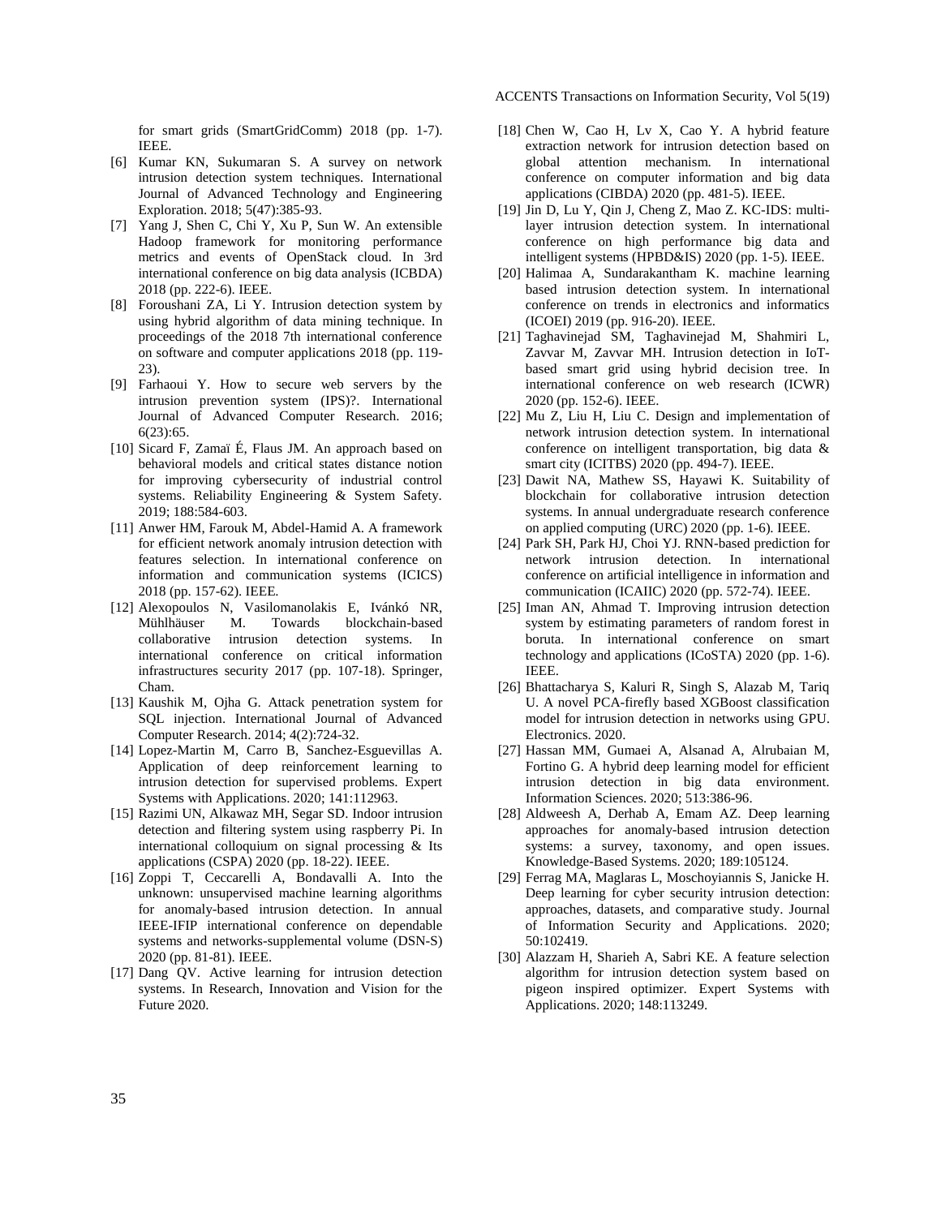for smart grids (SmartGridComm) 2018 (pp. 1-7). IEEE.

[6] Kumar KN, Sukumaran S. A survey on network intrusion detection system techniques. International Journal of Advanced Technology and Engineering Exploration. 2018; 5(47):385-93.

[7] Yang J, Shen C, Chi Y, Xu P, Sun W. An extensible Hadoop framework for monitoring performance metrics and events of OpenStack cloud. In 3rd international conference on big data analysis (ICBDA) 2018 (pp. 222-6). IEEE.

[8] Foroushani ZA, Li Y. Intrusion detection system by using hybrid algorithm of data mining technique. In proceedings of the 2018 7th international conference on software and computer applications 2018 (pp. 119-23).

[9] Farhaoui Y. How to secure web servers by the intrusion prevention system (IPS)?. International Journal of Advanced Computer Research. 2016; 6(23):65.

[10] Sicard F, Zamaï É, Flaus JM. An approach based on behavioral models and critical states distance notion for improving cybersecurity of industrial control systems. Reliability Engineering & System Safety. 2019; 188:584-603.

[11] Anwer HM, Farouk M, Abdel-Hamid A. A framework for efficient network anomaly intrusion detection with features selection. In international conference on information and communication systems (ICICS) 2018 (pp. 157-62). IEEE.

[12] Alexopoulos N, Vasilomanolakis E, Ivánkó NR, Mühlhäuser M. Towards blockchain-based collaborative intrusion detection systems. In international conference on critical information infrastructures security 2017 (pp. 107-18). Springer, Cham.

[13] Kaushik M, Ojha G. Attack penetration system for SQL injection. International Journal of Advanced Computer Research. 2014; 4(2):724-32.

[14] Lopez-Martin M, Carro B, Sanchez-Esguevillas A. Application of deep reinforcement learning to intrusion detection for supervised problems. Expert Systems with Applications. 2020; 141:112963.

[15] Razimi UN, Alkawaz MH, Segar SD. Indoor intrusion detection and filtering system using raspberry Pi. In international colloquium on signal processing & Its applications (CSPA) 2020 (pp. 18-22). IEEE.

[16] Zoppi T, Ceccarelli A, Bondavalli A. Into the unknown: unsupervised machine learning algorithms for anomaly-based intrusion detection. In annual IEEE-IFIP international conference on dependable systems and networks-supplemental volume (DSN-S) 2020 (pp. 81-81). IEEE.

[17] Dang QV. Active learning for intrusion detection systems. In Research, Innovation and Vision for the Future 2020.

[18] Chen W, Cao H, Lv X, Cao Y. A hybrid feature extraction network for intrusion detection based on global attention mechanism. In international conference on computer information and big data applications (CIBDA) 2020 (pp. 481-5). IEEE.

[19] Jin D, Lu Y, Qin J, Cheng Z, Mao Z. KC-IDS: multi-layer intrusion detection system. In international conference on high performance big data and intelligent systems (HPBD&IS) 2020 (pp. 1-5). IEEE.

[20] Halimaa A, Sundarakantham K. machine learning based intrusion detection system. In international conference on trends in electronics and informatics (ICOEI) 2019 (pp. 916-20). IEEE.

[21] Taghavinejad SM, Taghavinejad M, Shahmiri L, Zavvar M, Zavvar MH. Intrusion detection in IoT-based smart grid using hybrid decision tree. In international conference on web research (ICWR) 2020 (pp. 152-6). IEEE.

[22] Mu Z, Liu H, Liu C. Design and implementation of network intrusion detection system. In international conference on intelligent transportation, big data & smart city (ICITBS) 2020 (pp. 494-7). IEEE.

[23] Dawit NA, Mathew SS, Hayawi K. Suitability of blockchain for collaborative intrusion detection systems. In annual undergraduate research conference on applied computing (URC) 2020 (pp. 1-6). IEEE.

[24] Park SH, Park HJ, Choi YJ. RNN-based prediction for network intrusion detection. In international conference on artificial intelligence in information and communication (ICAIIC) 2020 (pp. 572-74). IEEE.

[25] Iman AN, Ahmad T. Improving intrusion detection system by estimating parameters of random forest in boruta. In international conference on smart technology and applications (ICoSTA) 2020 (pp. 1-6). IEEE.

[26] Bhattacharya S, Kaluri R, Singh S, Alazab M, Tariq U. A novel PCA-firefly based XGBoost classification model for intrusion detection in networks using GPU. Electronics. 2020.

[27] Hassan MM, Gumaei A, Alsanad A, Alrubaian M, Fortino G. A hybrid deep learning model for efficient intrusion detection in big data environment. Information Sciences. 2020; 513:386-96.

[28] Aldweesh A, Derhab A, Emam AZ. Deep learning approaches for anomaly-based intrusion detection systems: a survey, taxonomy, and open issues. Knowledge-Based Systems. 2020; 189:105124.

[29] Ferrag MA, Maglaras L, Moschoyiannis S, Janicke H. Deep learning for cyber security intrusion detection: approaches, datasets, and comparative study. Journal of Information Security and Applications. 2020; 50:102419.

[30] Alazzam H, Sharieh A, Sabri KE. A feature selection algorithm for intrusion detection system based on pigeon inspired optimizer. Expert Systems with Applications. 2020; 148:113249.